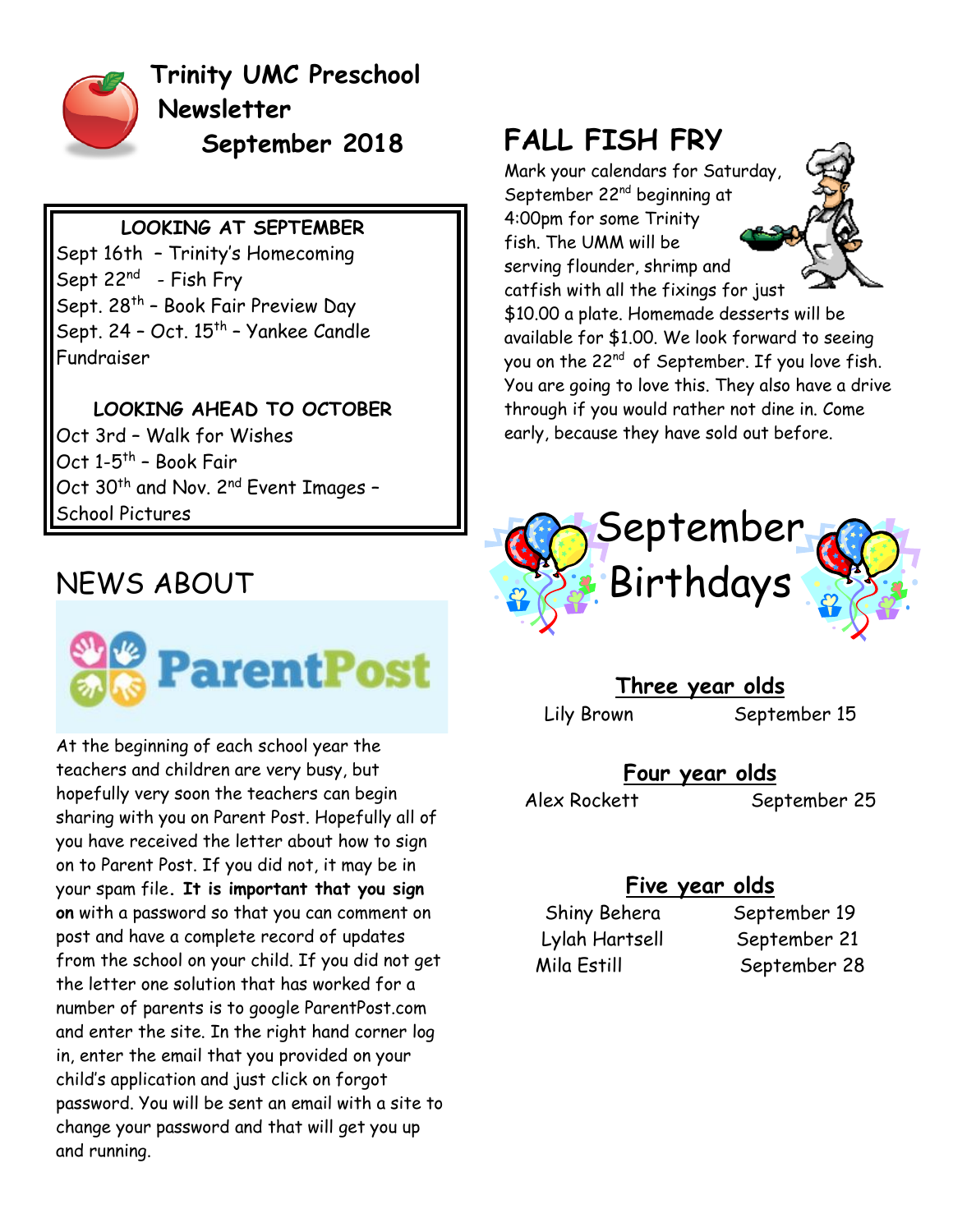# Trinity UMC Preschool Newsletter September 2018

**LOOKING AT SEPTEMBER**

Sept 16th – Trinity's Homecoming
Sept 22nd – Fish Fry
Sept. 28th – Book Fair Preview Day
Sept. 24 – Oct. 15th – Yankee Candle Fundraiser

**LOOKING AHEAD TO OCTOBER**

Oct 3rd – Walk for Wishes
Oct 1-5th – Book Fair
Oct 30th and Nov. 2nd Event Images – School Pictures

## NEWS ABOUT

**ParentPost**

At the beginning of each school year the teachers and children are very busy, but hopefully very soon the teachers can begin sharing with you on Parent Post. Hopefully all of you have received the letter about how to sign on to Parent Post. If you did not, it may be in your spam file. **It is important that you sign on** with a password so that you can comment on post and have a complete record of updates from the school on your child. If you did not get the letter one solution that has worked for a number of parents is to google ParentPost.com and enter the site. In the right hand corner log in, enter the email that you provided on your child's application and just click on forgot password. You will be sent an email with a site to change your password and that will get you up and running.

## FALL FISH FRY

Mark your calendars for Saturday, September 22nd beginning at 4:00pm for some Trinity fish. The UMM will be serving flounder, shrimp and catfish with all the fixings for just $10.00 a plate. Homemade desserts will be available for $1.00. We look forward to seeing you on the 22nd of September. If you love fish. You are going to love this. They also have a drive through if you would rather not dine in. Come early, because they have sold out before.

## September Birthdays

**Three year olds**

Lily Brown September 15

**Four year olds**

Alex Rockett September 25

**Five year olds**

Shiny Behera September 19
Lylah Hartsell September 21
Mila Estill September 28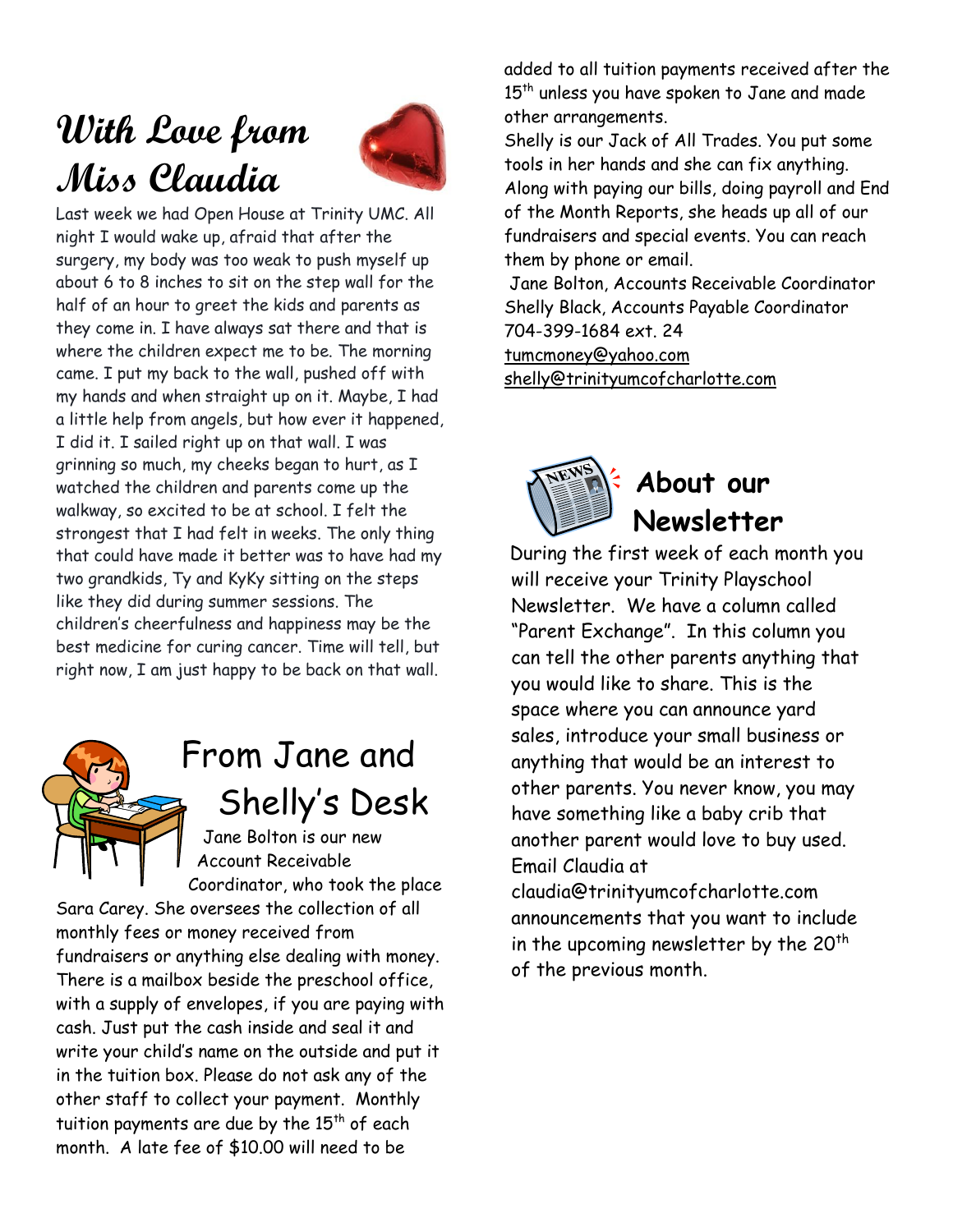## With Love from Miss Claudia

Last week we had Open House at Trinity UMC. All night I would wake up, afraid that after the surgery, my body was too weak to push myself up about 6 to 8 inches to sit on the step wall for the half of an hour to greet the kids and parents as they come in. I have always sat there and that is where the children expect me to be. The morning came. I put my back to the wall, pushed off with my hands and when straight up on it. Maybe, I had a little help from angels, but how ever it happened, I did it. I sailed right up on that wall. I was grinning so much, my cheeks began to hurt, as I watched the children and parents come up the walkway, so excited to be at school. I felt the strongest that I had felt in weeks. The only thing that could have made it better was to have had my two grandkids, Ty and KyKy sitting on the steps like they did during summer sessions. The children's cheerfulness and happiness may be the best medicine for curing cancer. Time will tell, but right now, I am just happy to be back on that wall.

## From Jane and Shelly's Desk

Jane Bolton is our new Account Receivable Coordinator, who took the place Sara Carey. She oversees the collection of all monthly fees or money received from fundraisers or anything else dealing with money. There is a mailbox beside the preschool office, with a supply of envelopes, if you are paying with cash. Just put the cash inside and seal it and write your child's name on the outside and put it in the tuition box. Please do not ask any of the other staff to collect your payment. Monthly tuition payments are due by the 15th of each month. A late fee of $10.00 will need to be added to all tuition payments received after the 15th unless you have spoken to Jane and made other arrangements.

Shelly is our Jack of All Trades. You put some tools in her hands and she can fix anything. Along with paying our bills, doing payroll and End of the Month Reports, she heads up all of our fundraisers and special events. You can reach them by phone or email.

Jane Bolton, Accounts Receivable Coordinator
Shelly Black, Accounts Payable Coordinator
704-399-1684 ext. 24
tumcmoney@yahoo.com
shelly@trinityumcofcharlotte.com

## About our Newsletter

During the first week of each month you will receive your Trinity Playschool Newsletter. We have a column called "Parent Exchange". In this column you can tell the other parents anything that you would like to share. This is the space where you can announce yard sales, introduce your small business or anything that would be an interest to other parents. You never know, you may have something like a baby crib that another parent would love to buy used. Email Claudia at claudia@trinityumcofcharlotte.com announcements that you want to include in the upcoming newsletter by the 20th of the previous month.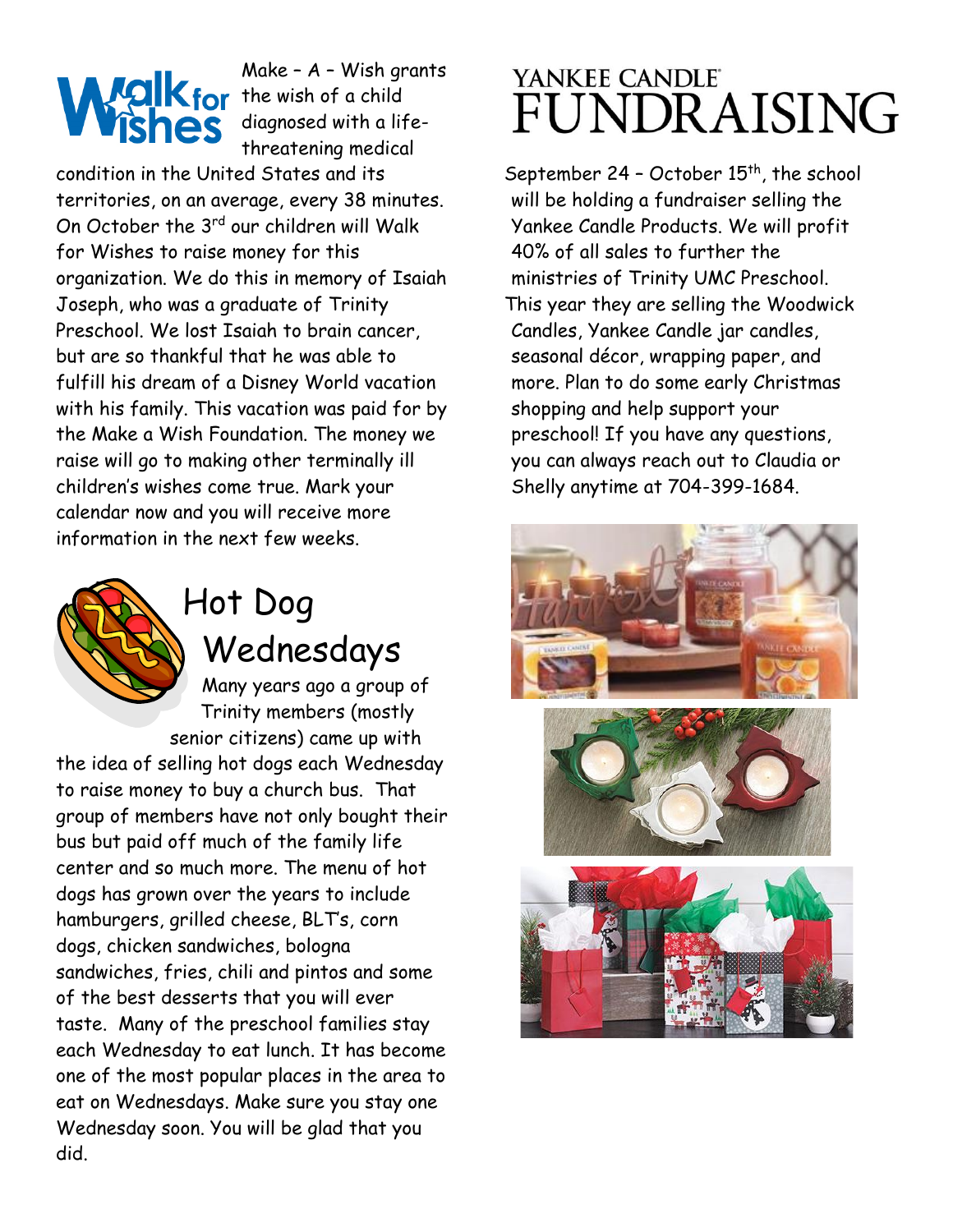## Walk for Wishes

Make – A – Wish grants the wish of a child diagnosed with a life-threatening medical condition in the United States and its territories, on an average, every 38 minutes. On October the 3rd our children will Walk for Wishes to raise money for this organization. We do this in memory of Isaiah Joseph, who was a graduate of Trinity Preschool. We lost Isaiah to brain cancer, but are so thankful that he was able to fulfill his dream of a Disney World vacation with his family. This vacation was paid for by the Make a Wish Foundation. The money we raise will go to making other terminally ill children's wishes come true. Mark your calendar now and you will receive more information in the next few weeks.

## Hot Dog Wednesdays

Many years ago a group of Trinity members (mostly senior citizens) came up with the idea of selling hot dogs each Wednesday to raise money to buy a church bus. That group of members have not only bought their bus but paid off much of the family life center and so much more. The menu of hot dogs has grown over the years to include hamburgers, grilled cheese, BLT's, corn dogs, chicken sandwiches, bologna sandwiches, fries, chili and pintos and some of the best desserts that you will ever taste. Many of the preschool families stay each Wednesday to eat lunch. It has become one of the most popular places in the area to eat on Wednesdays. Make sure you stay one Wednesday soon. You will be glad that you did.

## YANKEE CANDLE FUNDRAISING

September 24 – October 15th, the school will be holding a fundraiser selling the Yankee Candle Products. We will profit 40% of all sales to further the ministries of Trinity UMC Preschool. This year they are selling the Woodwick Candles, Yankee Candle jar candles, seasonal décor, wrapping paper, and more. Plan to do some early Christmas shopping and help support your preschool! If you have any questions, you can always reach out to Claudia or Shelly anytime at 704-399-1684.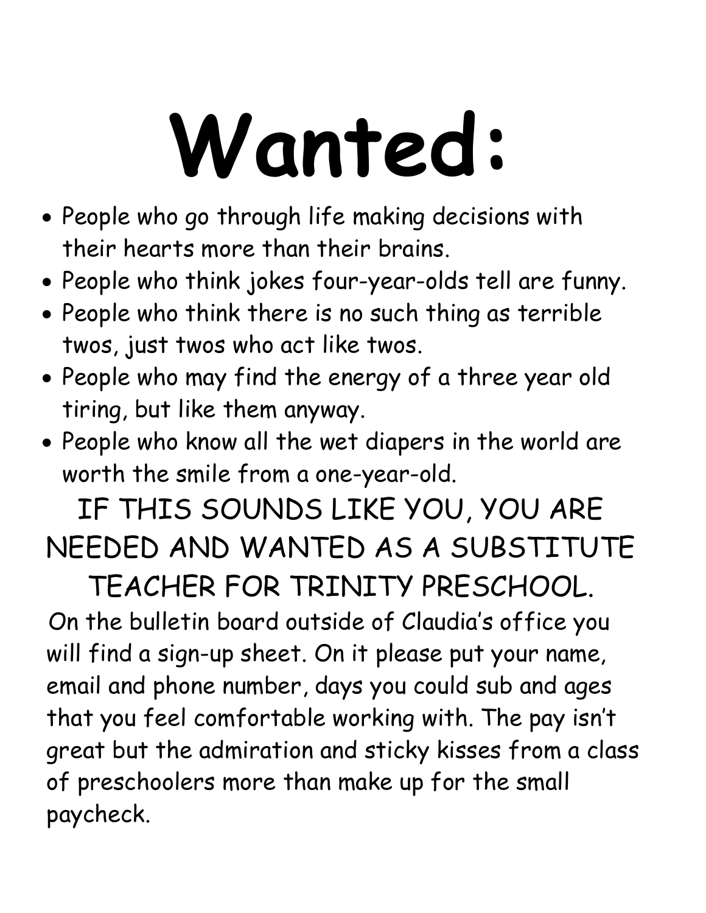# Wanted:

- People who go through life making decisions with their hearts more than their brains.
- People who think jokes four-year-olds tell are funny.
- People who think there is no such thing as terrible twos, just twos who act like twos.
- People who may find the energy of a three year old tiring, but like them anyway.
- People who know all the wet diapers in the world are worth the smile from a one-year-old.

IF THIS SOUNDS LIKE YOU, YOU ARE NEEDED AND WANTED AS A SUBSTITUTE TEACHER FOR TRINITY PRESCHOOL.

On the bulletin board outside of Claudia's office you will find a sign-up sheet. On it please put your name, email and phone number, days you could sub and ages that you feel comfortable working with. The pay isn't great but the admiration and sticky kisses from a class of preschoolers more than make up for the small paycheck.